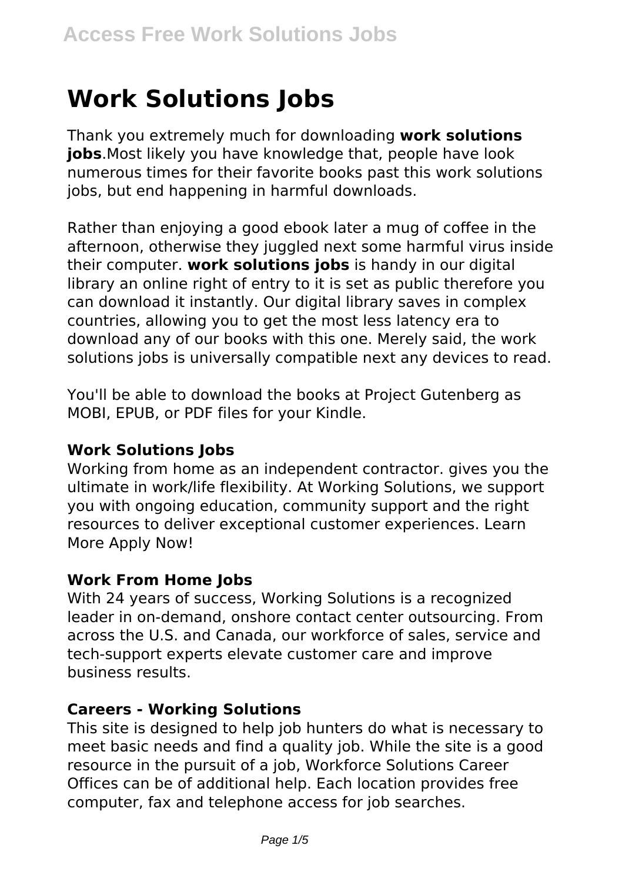# Work Solutions Jobs

Thank you extremely much for downloading **work solutions jobs**.Most likely you have knowledge that, people have look numerous times for their favorite books past this work solutions jobs, but end happening in harmful downloads.

Rather than enjoying a good ebook later a mug of coffee in the afternoon, otherwise they juggled next some harmful virus inside their computer. **work solutions jobs** is handy in our digital library an online right of entry to it is set as public therefore you can download it instantly. Our digital library saves in complex countries, allowing you to get the most less latency era to download any of our books with this one. Merely said, the work solutions jobs is universally compatible next any devices to read.

You'll be able to download the books at Project Gutenberg as MOBI, EPUB, or PDF files for your Kindle.

### Work Solutions Jobs

Working from home as an independent contractor. gives you the ultimate in work/life flexibility. At Working Solutions, we support you with ongoing education, community support and the right resources to deliver exceptional customer experiences. Learn More Apply Now!

### Work From Home Jobs

With 24 years of success, Working Solutions is a recognized leader in on-demand, onshore contact center outsourcing. From across the U.S. and Canada, our workforce of sales, service and tech-support experts elevate customer care and improve business results.

### Careers - Working Solutions

This site is designed to help job hunters do what is necessary to meet basic needs and find a quality job. While the site is a good resource in the pursuit of a job, Workforce Solutions Career Offices can be of additional help. Each location provides free computer, fax and telephone access for job searches.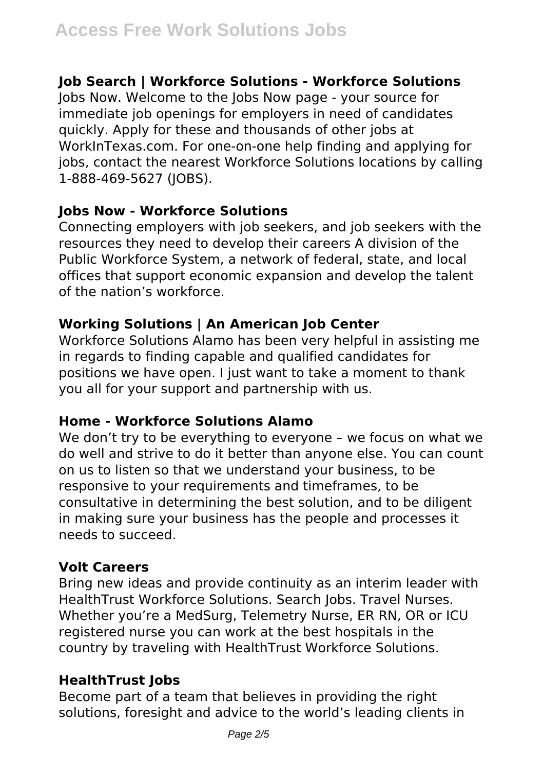### Job Search | Workforce Solutions - Workforce Solutions

Jobs Now. Welcome to the Jobs Now page - your source for immediate job openings for employers in need of candidates quickly. Apply for these and thousands of other jobs at WorkInTexas.com. For one-on-one help finding and applying for jobs, contact the nearest Workforce Solutions locations by calling 1-888-469-5627 (JOBS).

### Jobs Now - Workforce Solutions

Connecting employers with job seekers, and job seekers with the resources they need to develop their careers A division of the Public Workforce System, a network of federal, state, and local offices that support economic expansion and develop the talent of the nation's workforce.

### Working Solutions | An American Job Center

Workforce Solutions Alamo has been very helpful in assisting me in regards to finding capable and qualified candidates for positions we have open. I just want to take a moment to thank you all for your support and partnership with us.

### Home - Workforce Solutions Alamo

We don't try to be everything to everyone – we focus on what we do well and strive to do it better than anyone else. You can count on us to listen so that we understand your business, to be responsive to your requirements and timeframes, to be consultative in determining the best solution, and to be diligent in making sure your business has the people and processes it needs to succeed.

### Volt Careers

Bring new ideas and provide continuity as an interim leader with HealthTrust Workforce Solutions. Search Jobs. Travel Nurses. Whether you're a MedSurg, Telemetry Nurse, ER RN, OR or ICU registered nurse you can work at the best hospitals in the country by traveling with HealthTrust Workforce Solutions.

### HealthTrust Jobs

Become part of a team that believes in providing the right solutions, foresight and advice to the world's leading clients in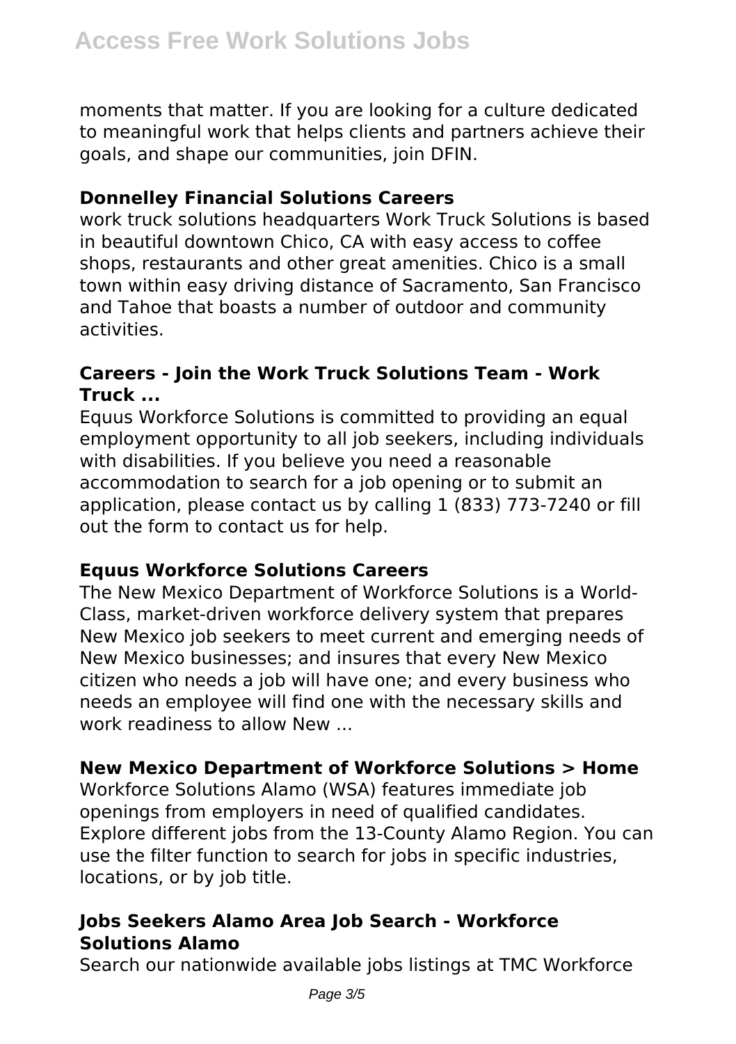moments that matter. If you are looking for a culture dedicated to meaningful work that helps clients and partners achieve their goals, and shape our communities, join DFIN.

### Donnelley Financial Solutions Careers

work truck solutions headquarters Work Truck Solutions is based in beautiful downtown Chico, CA with easy access to coffee shops, restaurants and other great amenities. Chico is a small town within easy driving distance of Sacramento, San Francisco and Tahoe that boasts a number of outdoor and community activities.

### Careers - Join the Work Truck Solutions Team - Work Truck ...

Equus Workforce Solutions is committed to providing an equal employment opportunity to all job seekers, including individuals with disabilities. If you believe you need a reasonable accommodation to search for a job opening or to submit an application, please contact us by calling 1 (833) 773-7240 or fill out the form to contact us for help.

### Equus Workforce Solutions Careers

The New Mexico Department of Workforce Solutions is a World-Class, market-driven workforce delivery system that prepares New Mexico job seekers to meet current and emerging needs of New Mexico businesses; and insures that every New Mexico citizen who needs a job will have one; and every business who needs an employee will find one with the necessary skills and work readiness to allow New ...

### New Mexico Department of Workforce Solutions > Home

Workforce Solutions Alamo (WSA) features immediate job openings from employers in need of qualified candidates. Explore different jobs from the 13-County Alamo Region. You can use the filter function to search for jobs in specific industries, locations, or by job title.

### Jobs Seekers Alamo Area Job Search - Workforce Solutions Alamo

Search our nationwide available jobs listings at TMC Workforce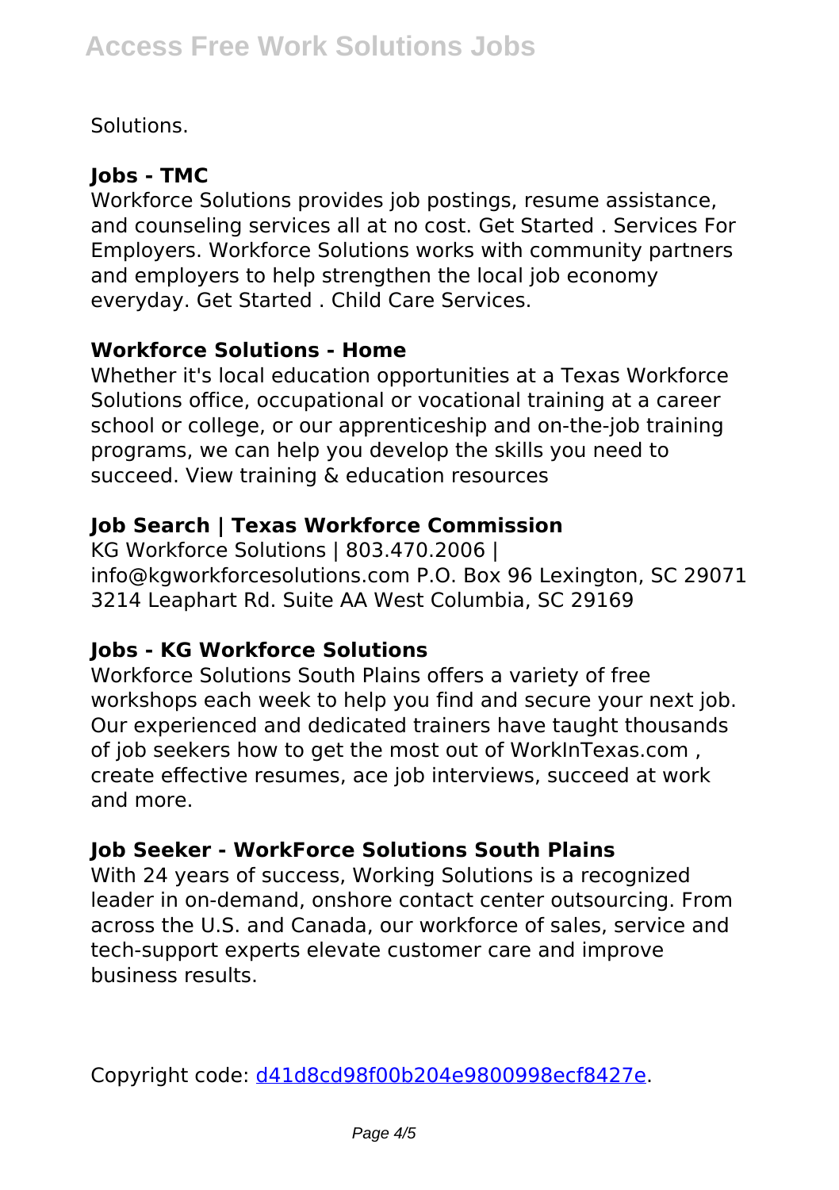Solutions.

### Jobs - TMC

Workforce Solutions provides job postings, resume assistance, and counseling services all at no cost. Get Started . Services For Employers. Workforce Solutions works with community partners and employers to help strengthen the local job economy everyday. Get Started . Child Care Services.

### Workforce Solutions - Home

Whether it's local education opportunities at a Texas Workforce Solutions office, occupational or vocational training at a career school or college, or our apprenticeship and on-the-job training programs, we can help you develop the skills you need to succeed. View training & education resources

### Job Search | Texas Workforce Commission

KG Workforce Solutions | 803.470.2006 | info@kgworkforcesolutions.com P.O. Box 96 Lexington, SC 29071 3214 Leaphart Rd. Suite AA West Columbia, SC 29169

### Jobs - KG Workforce Solutions

Workforce Solutions South Plains offers a variety of free workshops each week to help you find and secure your next job. Our experienced and dedicated trainers have taught thousands of job seekers how to get the most out of WorkInTexas.com , create effective resumes, ace job interviews, succeed at work and more.

### Job Seeker - WorkForce Solutions South Plains

With 24 years of success, Working Solutions is a recognized leader in on-demand, onshore contact center outsourcing. From across the U.S. and Canada, our workforce of sales, service and tech-support experts elevate customer care and improve business results.

Copyright code: d41d8cd98f00b204e9800998ecf8427e.